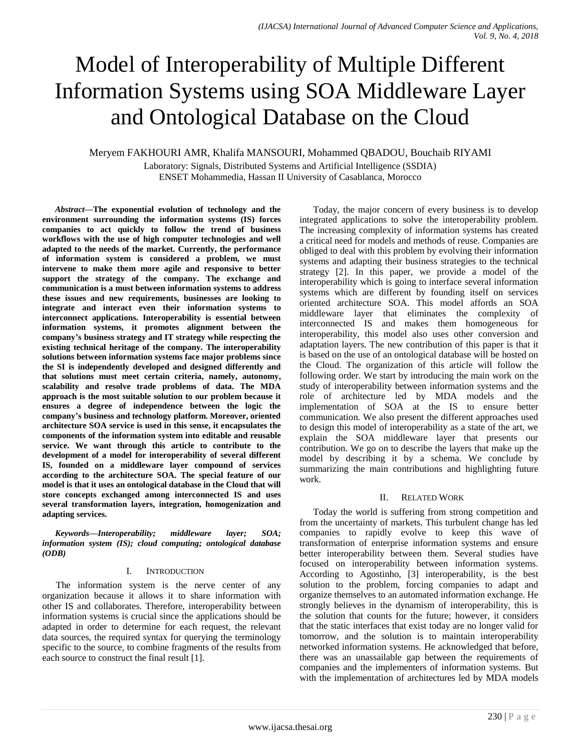# Model of Interoperability of Multiple Different Information Systems using SOA Middleware Layer and Ontological Database on the Cloud

Meryem FAKHOURI AMR, Khalifa MANSOURI, Mohammed QBADOU, Bouchaib RIYAMI

Laboratory: Signals, Distributed Systems and Artificial Intelligence (SSDIA)
ENSET Mohammedia, Hassan II University of Casablanca, Morocco

***Abstract*—The exponential evolution of technology and the environment surrounding the information systems (IS) forces companies to act quickly to follow the trend of business workflows with the use of high computer technologies and well adapted to the needs of the market. Currently, the performance of information system is considered a problem, we must intervene to make them more agile and responsive to better support the strategy of the company. The exchange and communication is a must between information systems to address these issues and new requirements, businesses are looking to integrate and interact even their information systems to interconnect applications. Interoperability is essential between information systems, it promotes alignment between the company's business strategy and IT strategy while respecting the existing technical heritage of the company. The interoperability solutions between information systems face major problems since the SI is independently developed and designed differently and that solutions must meet certain criteria, namely, autonomy, scalability and resolve trade problems of data. The MDA approach is the most suitable solution to our problem because it ensures a degree of independence between the logic the company's business and technology platform. Moreover, oriented architecture SOA service is used in this sense, it encapsulates the components of the information system into editable and reusable service. We want through this article to contribute to the development of a model for interoperability of several different IS, founded on a middleware layer compound of services according to the architecture SOA. The special feature of our model is that it uses an ontological database in the Cloud that will store concepts exchanged among interconnected IS and uses several transformation layers, integration, homogenization and adapting services.**

***Keywords*—*Interoperability; middleware layer; SOA; information system (IS); cloud computing; ontological database (ODB)***

## I. Introduction

The information system is the nerve center of any organization because it allows it to share information with other IS and collaborates. Therefore, interoperability between information systems is crucial since the applications should be adapted in order to determine for each request, the relevant data sources, the required syntax for querying the terminology specific to the source, to combine fragments of the results from each source to construct the final result [1].

Today, the major concern of every business is to develop integrated applications to solve the interoperability problem. The increasing complexity of information systems has created a critical need for models and methods of reuse. Companies are obliged to deal with this problem by evolving their information systems and adapting their business strategies to the technical strategy [2]. In this paper, we provide a model of the interoperability which is going to interface several information systems which are different by founding itself on services oriented architecture SOA. This model affords an SOA middleware layer that eliminates the complexity of interconnected IS and makes them homogeneous for interoperability, this model also uses other conversion and adaptation layers. The new contribution of this paper is that it is based on the use of an ontological database will be hosted on the Cloud. The organization of this article will follow the following order. We start by introducing the main work on the study of interoperability between information systems and the role of architecture led by MDA models and the implementation of SOA at the IS to ensure better communication. We also present the different approaches used to design this model of interoperability as a state of the art, we explain the SOA middleware layer that presents our contribution. We go on to describe the layers that make up the model by describing it by a schema. We conclude by summarizing the main contributions and highlighting future work.

## II. Related Work

Today the world is suffering from strong competition and from the uncertainty of markets. This turbulent change has led companies to rapidly evolve to keep this wave of transformation of enterprise information systems and ensure better interoperability between them. Several studies have focused on interoperability between information systems. According to Agostinho, [3] interoperability, is the best solution to the problem, forcing companies to adapt and organize themselves to an automated information exchange. He strongly believes in the dynamism of interoperability, this is the solution that counts for the future; however, it considers that the static interfaces that exist today are no longer valid for tomorrow, and the solution is to maintain interoperability networked information systems. He acknowledged that before, there was an unassailable gap between the requirements of companies and the implementers of information systems. But with the implementation of architectures led by MDA models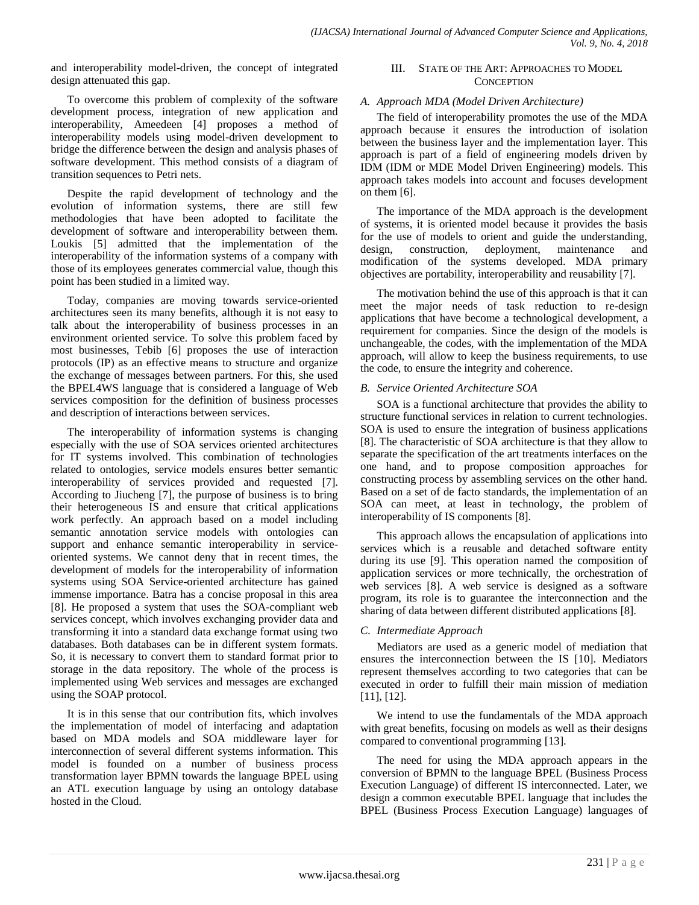and interoperability model-driven, the concept of integrated design attenuated this gap.

To overcome this problem of complexity of the software development process, integration of new application and interoperability, Ameedeen [4] proposes a method of interoperability models using model-driven development to bridge the difference between the design and analysis phases of software development. This method consists of a diagram of transition sequences to Petri nets.

Despite the rapid development of technology and the evolution of information systems, there are still few methodologies that have been adopted to facilitate the development of software and interoperability between them. Loukis [5] admitted that the implementation of the interoperability of the information systems of a company with those of its employees generates commercial value, though this point has been studied in a limited way.

Today, companies are moving towards service-oriented architectures seen its many benefits, although it is not easy to talk about the interoperability of business processes in an environment oriented service. To solve this problem faced by most businesses, Tebib [6] proposes the use of interaction protocols (IP) as an effective means to structure and organize the exchange of messages between partners. For this, she used the BPEL4WS language that is considered a language of Web services composition for the definition of business processes and description of interactions between services.

The interoperability of information systems is changing especially with the use of SOA services oriented architectures for IT systems involved. This combination of technologies related to ontologies, service models ensures better semantic interoperability of services provided and requested [7]. According to Jiucheng [7], the purpose of business is to bring their heterogeneous IS and ensure that critical applications work perfectly. An approach based on a model including semantic annotation service models with ontologies can support and enhance semantic interoperability in service-oriented systems. We cannot deny that in recent times, the development of models for the interoperability of information systems using SOA Service-oriented architecture has gained immense importance. Batra has a concise proposal in this area [8]. He proposed a system that uses the SOA-compliant web services concept, which involves exchanging provider data and transforming it into a standard data exchange format using two databases. Both databases can be in different system formats. So, it is necessary to convert them to standard format prior to storage in the data repository. The whole of the process is implemented using Web services and messages are exchanged using the SOAP protocol.

It is in this sense that our contribution fits, which involves the implementation of model of interfacing and adaptation based on MDA models and SOA middleware layer for interconnection of several different systems information. This model is founded on a number of business process transformation layer BPMN towards the language BPEL using an ATL execution language by using an ontology database hosted in the Cloud.

## III. State of the Art: Approaches to Model Conception

### A. Approach MDA (Model Driven Architecture)

The field of interoperability promotes the use of the MDA approach because it ensures the introduction of isolation between the business layer and the implementation layer. This approach is part of a field of engineering models driven by IDM (IDM or MDE Model Driven Engineering) models. This approach takes models into account and focuses development on them [6].

The importance of the MDA approach is the development of systems, it is oriented model because it provides the basis for the use of models to orient and guide the understanding, design, construction, deployment, maintenance and modification of the systems developed. MDA primary objectives are portability, interoperability and reusability [7].

The motivation behind the use of this approach is that it can meet the major needs of task reduction to re-design applications that have become a technological development, a requirement for companies. Since the design of the models is unchangeable, the codes, with the implementation of the MDA approach, will allow to keep the business requirements, to use the code, to ensure the integrity and coherence.

### B. Service Oriented Architecture SOA

SOA is a functional architecture that provides the ability to structure functional services in relation to current technologies. SOA is used to ensure the integration of business applications [8]. The characteristic of SOA architecture is that they allow to separate the specification of the art treatments interfaces on the one hand, and to propose composition approaches for constructing process by assembling services on the other hand. Based on a set of de facto standards, the implementation of an SOA can meet, at least in technology, the problem of interoperability of IS components [8].

This approach allows the encapsulation of applications into services which is a reusable and detached software entity during its use [9]. This operation named the composition of application services or more technically, the orchestration of web services [8]. A web service is designed as a software program, its role is to guarantee the interconnection and the sharing of data between different distributed applications [8].

### C. Intermediate Approach

Mediators are used as a generic model of mediation that ensures the interconnection between the IS [10]. Mediators represent themselves according to two categories that can be executed in order to fulfill their main mission of mediation [11], [12].

We intend to use the fundamentals of the MDA approach with great benefits, focusing on models as well as their designs compared to conventional programming [13].

The need for using the MDA approach appears in the conversion of BPMN to the language BPEL (Business Process Execution Language) of different IS interconnected. Later, we design a common executable BPEL language that includes the BPEL (Business Process Execution Language) languages of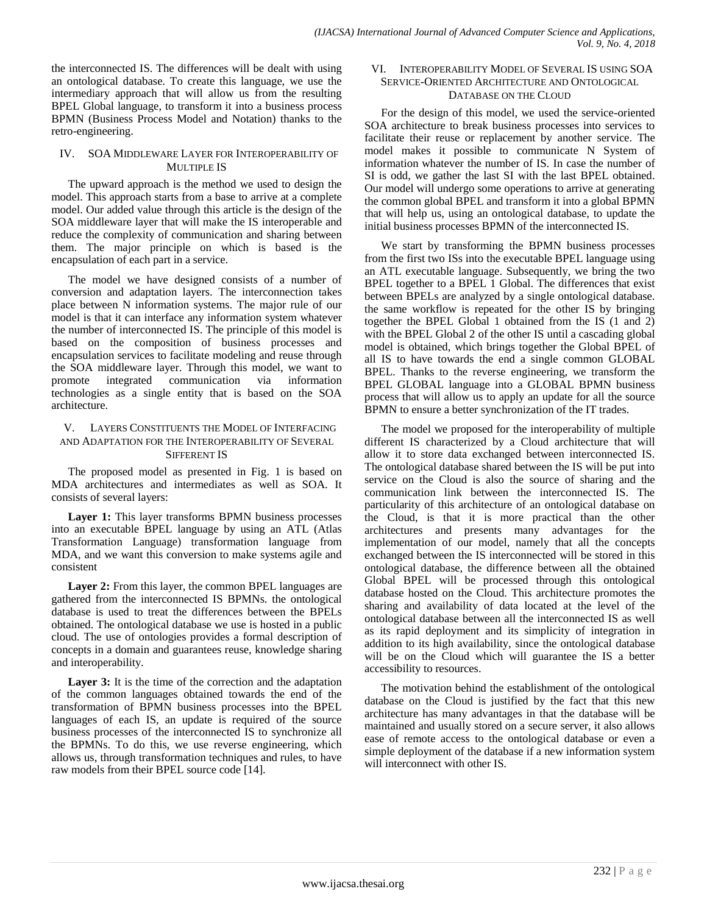the interconnected IS. The differences will be dealt with using an ontological database. To create this language, we use the intermediary approach that will allow us from the resulting BPEL Global language, to transform it into a business process BPMN (Business Process Model and Notation) thanks to the retro-engineering.

## IV. SOA Middleware Layer for Interoperability of Multiple IS

The upward approach is the method we used to design the model. This approach starts from a base to arrive at a complete model. Our added value through this article is the design of the SOA middleware layer that will make the IS interoperable and reduce the complexity of communication and sharing between them. The major principle on which is based is the encapsulation of each part in a service.

The model we have designed consists of a number of conversion and adaptation layers. The interconnection takes place between N information systems. The major rule of our model is that it can interface any information system whatever the number of interconnected IS. The principle of this model is based on the composition of business processes and encapsulation services to facilitate modeling and reuse through the SOA middleware layer. Through this model, we want to promote integrated communication via information technologies as a single entity that is based on the SOA architecture.

## V. Layers Constituents the Model of Interfacing and Adaptation for the Interoperability of Several Sifferent IS

The proposed model as presented in Fig. 1 is based on MDA architectures and intermediates as well as SOA. It consists of several layers:

**Layer 1:** This layer transforms BPMN business processes into an executable BPEL language by using an ATL (Atlas Transformation Language) transformation language from MDA, and we want this conversion to make systems agile and consistent

**Layer 2:** From this layer, the common BPEL languages are gathered from the interconnected IS BPMNs. the ontological database is used to treat the differences between the BPELs obtained. The ontological database we use is hosted in a public cloud. The use of ontologies provides a formal description of concepts in a domain and guarantees reuse, knowledge sharing and interoperability.

**Layer 3:** It is the time of the correction and the adaptation of the common languages obtained towards the end of the transformation of BPMN business processes into the BPEL languages of each IS, an update is required of the source business processes of the interconnected IS to synchronize all the BPMNs. To do this, we use reverse engineering, which allows us, through transformation techniques and rules, to have raw models from their BPEL source code [14].

## VI. Interoperability Model of Several IS using SOA Service-Oriented Architecture and Ontological Database on the Cloud

For the design of this model, we used the service-oriented SOA architecture to break business processes into services to facilitate their reuse or replacement by another service. The model makes it possible to communicate N System of information whatever the number of IS. In case the number of SI is odd, we gather the last SI with the last BPEL obtained. Our model will undergo some operations to arrive at generating the common global BPEL and transform it into a global BPMN that will help us, using an ontological database, to update the initial business processes BPMN of the interconnected IS.

We start by transforming the BPMN business processes from the first two ISs into the executable BPEL language using an ATL executable language. Subsequently, we bring the two BPEL together to a BPEL 1 Global. The differences that exist between BPELs are analyzed by a single ontological database. the same workflow is repeated for the other IS by bringing together the BPEL Global 1 obtained from the IS (1 and 2) with the BPEL Global 2 of the other IS until a cascading global model is obtained, which brings together the Global BPEL of all IS to have towards the end a single common GLOBAL BPEL. Thanks to the reverse engineering, we transform the BPEL GLOBAL language into a GLOBAL BPMN business process that will allow us to apply an update for all the source BPMN to ensure a better synchronization of the IT trades.

The model we proposed for the interoperability of multiple different IS characterized by a Cloud architecture that will allow it to store data exchanged between interconnected IS. The ontological database shared between the IS will be put into service on the Cloud is also the source of sharing and the communication link between the interconnected IS. The particularity of this architecture of an ontological database on the Cloud, is that it is more practical than the other architectures and presents many advantages for the implementation of our model, namely that all the concepts exchanged between the IS interconnected will be stored in this ontological database, the difference between all the obtained Global BPEL will be processed through this ontological database hosted on the Cloud. This architecture promotes the sharing and availability of data located at the level of the ontological database between all the interconnected IS as well as its rapid deployment and its simplicity of integration in addition to its high availability, since the ontological database will be on the Cloud which will guarantee the IS a better accessibility to resources.

The motivation behind the establishment of the ontological database on the Cloud is justified by the fact that this new architecture has many advantages in that the database will be maintained and usually stored on a secure server, it also allows ease of remote access to the ontological database or even a simple deployment of the database if a new information system will interconnect with other IS.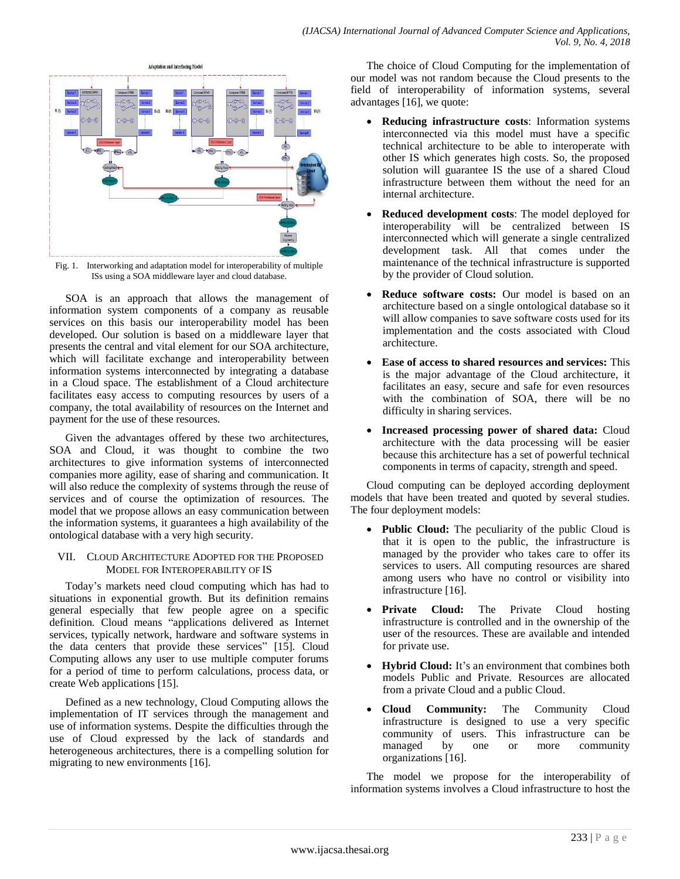Fig. 1. Interworking and adaptation model for interoperability of multiple ISs using a SOA middleware layer and cloud database.

SOA is an approach that allows the management of information system components of a company as reusable services on this basis our interoperability model has been developed. Our solution is based on a middleware layer that presents the central and vital element for our SOA architecture, which will facilitate exchange and interoperability between information systems interconnected by integrating a database in a Cloud space. The establishment of a Cloud architecture facilitates easy access to computing resources by users of a company, the total availability of resources on the Internet and payment for the use of these resources.

Given the advantages offered by these two architectures, SOA and Cloud, it was thought to combine the two architectures to give information systems of interconnected companies more agility, ease of sharing and communication. It will also reduce the complexity of systems through the reuse of services and of course the optimization of resources. The model that we propose allows an easy communication between the information systems, it guarantees a high availability of the ontological database with a very high security.

## VII. Cloud Architecture Adopted for the Proposed Model for Interoperability of IS

Today's markets need cloud computing which has had to situations in exponential growth. But its definition remains general especially that few people agree on a specific definition. Cloud means "applications delivered as Internet services, typically network, hardware and software systems in the data centers that provide these services" [15]. Cloud Computing allows any user to use multiple computer forums for a period of time to perform calculations, process data, or create Web applications [15].

Defined as a new technology, Cloud Computing allows the implementation of IT services through the management and use of information systems. Despite the difficulties through the use of Cloud expressed by the lack of standards and heterogeneous architectures, there is a compelling solution for migrating to new environments [16].

The choice of Cloud Computing for the implementation of our model was not random because the Cloud presents to the field of interoperability of information systems, several advantages [16], we quote:

- **Reducing infrastructure costs**: Information systems interconnected via this model must have a specific technical architecture to be able to interoperate with other IS which generates high costs. So, the proposed solution will guarantee IS the use of a shared Cloud infrastructure between them without the need for an internal architecture.
- **Reduced development costs**: The model deployed for interoperability will be centralized between IS interconnected which will generate a single centralized development task. All that comes under the maintenance of the technical infrastructure is supported by the provider of Cloud solution.
- **Reduce software costs:** Our model is based on an architecture based on a single ontological database so it will allow companies to save software costs used for its implementation and the costs associated with Cloud architecture.
- **Ease of access to shared resources and services:** This is the major advantage of the Cloud architecture, it facilitates an easy, secure and safe for even resources with the combination of SOA, there will be no difficulty in sharing services.
- **Increased processing power of shared data:** Cloud architecture with the data processing will be easier because this architecture has a set of powerful technical components in terms of capacity, strength and speed.

Cloud computing can be deployed according deployment models that have been treated and quoted by several studies. The four deployment models:

- **Public Cloud:** The peculiarity of the public Cloud is that it is open to the public, the infrastructure is managed by the provider who takes care to offer its services to users. All computing resources are shared among users who have no control or visibility into infrastructure [16].
- **Private Cloud:** The Private Cloud hosting infrastructure is controlled and in the ownership of the user of the resources. These are available and intended for private use.
- **Hybrid Cloud:** It's an environment that combines both models Public and Private. Resources are allocated from a private Cloud and a public Cloud.
- **Cloud Community:** The Community Cloud infrastructure is designed to use a very specific community of users. This infrastructure can be managed by one or more community organizations [16].

The model we propose for the interoperability of information systems involves a Cloud infrastructure to host the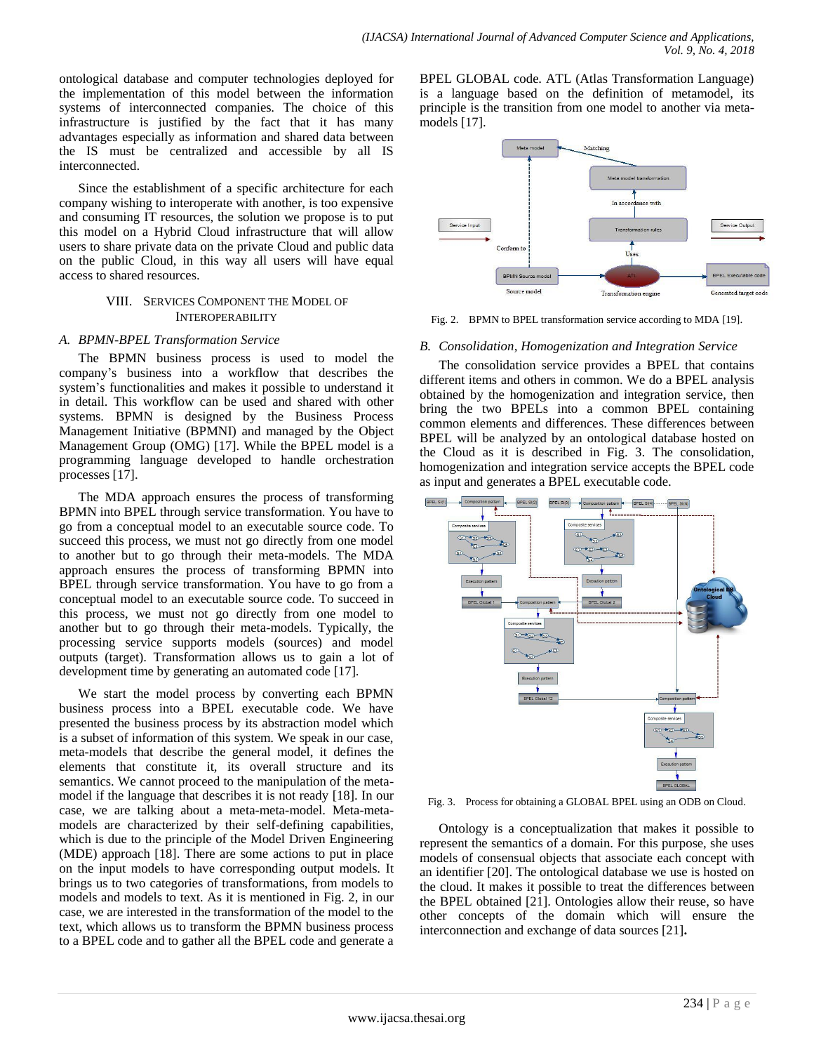ontological database and computer technologies deployed for the implementation of this model between the information systems of interconnected companies. The choice of this infrastructure is justified by the fact that it has many advantages especially as information and shared data between the IS must be centralized and accessible by all IS interconnected.

Since the establishment of a specific architecture for each company wishing to interoperate with another, is too expensive and consuming IT resources, the solution we propose is to put this model on a Hybrid Cloud infrastructure that will allow users to share private data on the private Cloud and public data on the public Cloud, in this way all users will have equal access to shared resources.

## VIII. Services Component the Model of Interoperability

### A. BPMN-BPEL Transformation Service

The BPMN business process is used to model the company's business into a workflow that describes the system's functionalities and makes it possible to understand it in detail. This workflow can be used and shared with other systems. BPMN is designed by the Business Process Management Initiative (BPMNI) and managed by the Object Management Group (OMG) [17]. While the BPEL model is a programming language developed to handle orchestration processes [17].

The MDA approach ensures the process of transforming BPMN into BPEL through service transformation. You have to go from a conceptual model to an executable source code. To succeed this process, we must not go directly from one model to another but to go through their meta-models. The MDA approach ensures the process of transforming BPMN into BPEL through service transformation. You have to go from a conceptual model to an executable source code. To succeed in this process, we must not go directly from one model to another but to go through their meta-models. Typically, the processing service supports models (sources) and model outputs (target). Transformation allows us to gain a lot of development time by generating an automated code [17].

We start the model process by converting each BPMN business process into a BPEL executable code. We have presented the business process by its abstraction model which is a subset of information of this system. We speak in our case, meta-models that describe the general model, it defines the elements that constitute it, its overall structure and its semantics. We cannot proceed to the manipulation of the meta-model if the language that describes it is not ready [18]. In our case, we are talking about a meta-meta-model. Meta-meta-models are characterized by their self-defining capabilities, which is due to the principle of the Model Driven Engineering (MDE) approach [18]. There are some actions to put in place on the input models to have corresponding output models. It brings us to two categories of transformations, from models to models and models to text. As it is mentioned in Fig. 2, in our case, we are interested in the transformation of the model to the text, which allows us to transform the BPMN business process to a BPEL code and to gather all the BPEL code and generate a BPEL GLOBAL code. ATL (Atlas Transformation Language) is a language based on the definition of metamodel, its principle is the transition from one model to another via meta-models [17].

Fig. 2. BPMN to BPEL transformation service according to MDA [19].

### B. Consolidation, Homogenization and Integration Service

The consolidation service provides a BPEL that contains different items and others in common. We do a BPEL analysis obtained by the homogenization and integration service, then bring the two BPELs into a common BPEL containing common elements and differences. These differences between BPEL will be analyzed by an ontological database hosted on the Cloud as it is described in Fig. 3. The consolidation, homogenization and integration service accepts the BPEL code as input and generates a BPEL executable code.

Fig. 3. Process for obtaining a GLOBAL BPEL using an ODB on Cloud.

Ontology is a conceptualization that makes it possible to represent the semantics of a domain. For this purpose, she uses models of consensual objects that associate each concept with an identifier [20]. The ontological database we use is hosted on the cloud. It makes it possible to treat the differences between the BPEL obtained [21]. Ontologies allow their reuse, so have other concepts of the domain which will ensure the interconnection and exchange of data sources [21].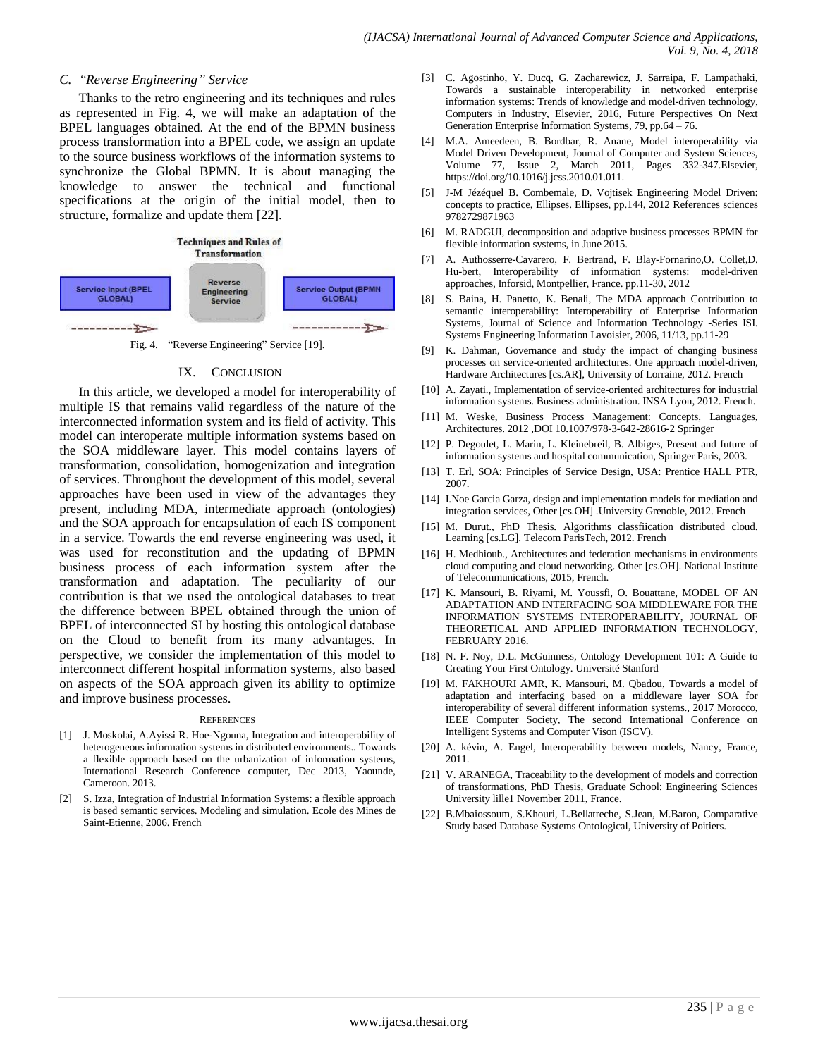### C. "Reverse Engineering" Service

Thanks to the retro engineering and its techniques and rules as represented in Fig. 4, we will make an adaptation of the BPEL languages obtained. At the end of the BPMN business process transformation into a BPEL code, we assign an update to the source business workflows of the information systems to synchronize the Global BPMN. It is about managing the knowledge to answer the technical and functional specifications at the origin of the initial model, then to structure, formalize and update them [22].

Techniques and Rules of Transformation

Service Input (BPEL GLOBAL)

Reverse Engineering Service

Service Output (BPMN GLOBAL)

Fig. 4. "Reverse Engineering" Service [19].

## IX. Conclusion

In this article, we developed a model for interoperability of multiple IS that remains valid regardless of the nature of the interconnected information system and its field of activity. This model can interoperate multiple information systems based on the SOA middleware layer. This model contains layers of transformation, consolidation, homogenization and integration of services. Throughout the development of this model, several approaches have been used in view of the advantages they present, including MDA, intermediate approach (ontologies) and the SOA approach for encapsulation of each IS component in a service. Towards the end reverse engineering was used, it was used for reconstitution and the updating of BPMN business process of each information system after the transformation and adaptation. The peculiarity of our contribution is that we used the ontological databases to treat the difference between BPEL obtained through the union of BPEL of interconnected SI by hosting this ontological database on the Cloud to benefit from its many advantages. In perspective, we consider the implementation of this model to interconnect different hospital information systems, also based on aspects of the SOA approach given its ability to optimize and improve business processes.

## References

[1] J. Moskolai, A.Ayissi R. Hoe-Ngouna, Integration and interoperability of heterogeneous information systems in distributed environments.. Towards a flexible approach based on the urbanization of information systems, International Research Conference computer, Dec 2013, Yaounde, Cameroon. 2013.

[2] S. Izza, Integration of Industrial Information Systems: a flexible approach is based semantic services. Modeling and simulation. Ecole des Mines de Saint-Etienne, 2006. French

[3] C. Agostinho, Y. Ducq, G. Zacharewicz, J. Sarraipa, F. Lampathaki, Towards a sustainable interoperability in networked enterprise information systems: Trends of knowledge and model-driven technology, Computers in Industry, Elsevier, 2016, Future Perspectives On Next Generation Enterprise Information Systems, 79, pp.64 – 76.

[4] M.A. Ameedeen, B. Bordbar, R. Anane, Model interoperability via Model Driven Development, Journal of Computer and System Sciences, Volume 77, Issue 2, March 2011, Pages 332-347.Elsevier, https://doi.org/10.1016/j.jcss.2010.01.011.

[5] J-M Jézéquel B. Combemale, D. Vojtisek Engineering Model Driven: concepts to practice, Ellipses. Ellipses, pp.144, 2012 References sciences 9782729871963

[6] M. RADGUI, decomposition and adaptive business processes BPMN for flexible information systems, in June 2015.

[7] A. Authosserre-Cavarero, F. Bertrand, F. Blay-Fornarino,O. Collet,D. Hu-bert, Interoperability of information systems: model-driven approaches, Inforsid, Montpellier, France. pp.11-30, 2012

[8] S. Baina, H. Panetto, K. Benali, The MDA approach Contribution to semantic interoperability: Interoperability of Enterprise Information Systems, Journal of Science and Information Technology -Series ISI. Systems Engineering Information Lavoisier, 2006, 11/13, pp.11-29

[9] K. Dahman, Governance and study the impact of changing business processes on service-oriented architectures. One approach model-driven, Hardware Architectures [cs.AR], University of Lorraine, 2012. French

[10] A. Zayati., Implementation of service-oriented architectures for industrial information systems. Business administration. INSA Lyon, 2012. French.

[11] M. Weske, Business Process Management: Concepts, Languages, Architectures. 2012 ,DOI 10.1007/978-3-642-28616-2 Springer

[12] P. Degoulet, L. Marin, L. Kleinebreil, B. Albiges, Present and future of information systems and hospital communication, Springer Paris, 2003.

[13] T. Erl, SOA: Principles of Service Design, USA: Prentice HALL PTR, 2007.

[14] I.Noe Garcia Garza, design and implementation models for mediation and integration services, Other [cs.OH] .University Grenoble, 2012. French

[15] M. Durut., PhD Thesis. Algorithms classfiication distributed cloud. Learning [cs.LG]. Telecom ParisTech, 2012. French

[16] H. Medhioub., Architectures and federation mechanisms in environments cloud computing and cloud networking. Other [cs.OH]. National Institute of Telecommunications, 2015, French.

[17] K. Mansouri, B. Riyami, M. Youssfi, O. Bouattane, MODEL OF AN ADAPTATION AND INTERFACING SOA MIDDLEWARE FOR THE INFORMATION SYSTEMS INTEROPERABILITY, JOURNAL OF THEORETICAL AND APPLIED INFORMATION TECHNOLOGY, FEBRUARY 2016.

[18] N. F. Noy, D.L. McGuinness, Ontology Development 101: A Guide to Creating Your First Ontology. Université Stanford

[19] M. FAKHOURI AMR, K. Mansouri, M. Qbadou, Towards a model of adaptation and interfacing based on a middleware layer SOA for interoperability of several different information systems., 2017 Morocco, IEEE Computer Society, The second International Conference on Intelligent Systems and Computer Vison (ISCV).

[20] A. kévin, A. Engel, Interoperability between models, Nancy, France, 2011.

[21] V. ARANEGA, Traceability to the development of models and correction of transformations, PhD Thesis, Graduate School: Engineering Sciences University lille1 November 2011, France.

[22] B.Mbaiossoum, S.Khouri, L.Bellatreche, S.Jean, M.Baron, Comparative Study based Database Systems Ontological, University of Poitiers.